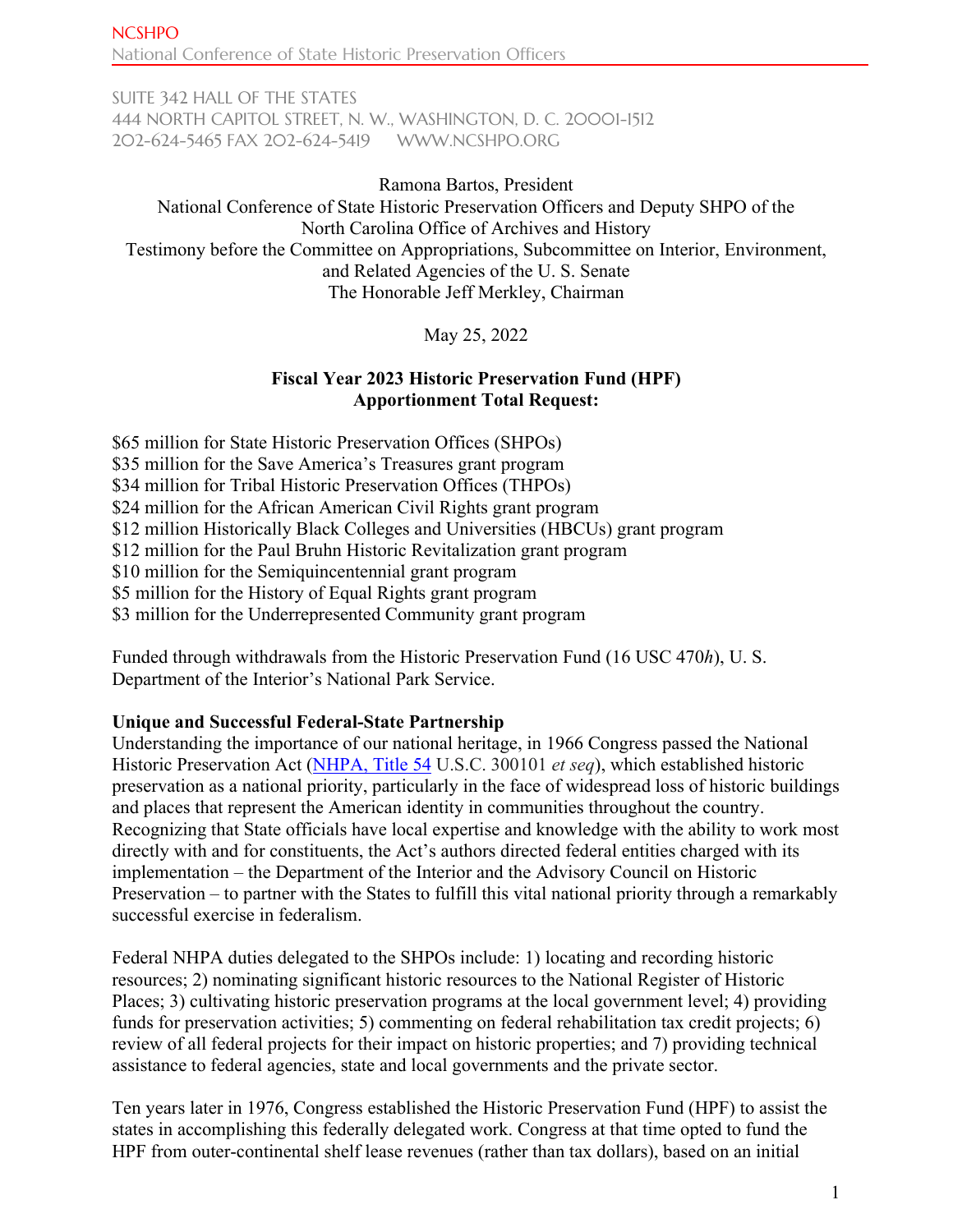NCSHPO
National Conference of State Historic Preservation Officers

SUITE 342 HALL OF THE STATES
444 NORTH CAPITOL STREET, N. W., WASHINGTON, D. C. 20001-1512
202-624-5465 FAX 202-624-5419 WWW.NCSHPO.ORG

Ramona Bartos, President
National Conference of State Historic Preservation Officers and Deputy SHPO of the North Carolina Office of Archives and History
Testimony before the Committee on Appropriations, Subcommittee on Interior, Environment, and Related Agencies of the U. S. Senate
The Honorable Jeff Merkley, Chairman

May 25, 2022

**Fiscal Year 2023 Historic Preservation Fund (HPF) Apportionment Total Request:**

$65 million for State Historic Preservation Offices (SHPOs)
$35 million for the Save America's Treasures grant program
$34 million for Tribal Historic Preservation Offices (THPOs)
$24 million for the African American Civil Rights grant program
$12 million Historically Black Colleges and Universities (HBCUs) grant program
$12 million for the Paul Bruhn Historic Revitalization grant program
$10 million for the Semiquincentennial grant program
$5 million for the History of Equal Rights grant program
$3 million for the Underrepresented Community grant program

Funded through withdrawals from the Historic Preservation Fund (16 USC 470*h*), U. S. Department of the Interior's National Park Service.

**Unique and Successful Federal-State Partnership**

Understanding the importance of our national heritage, in 1966 Congress passed the National Historic Preservation Act (NHPA, Title 54 U.S.C. 300101 *et seq*), which established historic preservation as a national priority, particularly in the face of widespread loss of historic buildings and places that represent the American identity in communities throughout the country. Recognizing that State officials have local expertise and knowledge with the ability to work most directly with and for constituents, the Act's authors directed federal entities charged with its implementation – the Department of the Interior and the Advisory Council on Historic Preservation – to partner with the States to fulfill this vital national priority through a remarkably successful exercise in federalism.

Federal NHPA duties delegated to the SHPOs include: 1) locating and recording historic resources; 2) nominating significant historic resources to the National Register of Historic Places; 3) cultivating historic preservation programs at the local government level; 4) providing funds for preservation activities; 5) commenting on federal rehabilitation tax credit projects; 6) review of all federal projects for their impact on historic properties; and 7) providing technical assistance to federal agencies, state and local governments and the private sector.

Ten years later in 1976, Congress established the Historic Preservation Fund (HPF) to assist the states in accomplishing this federally delegated work. Congress at that time opted to fund the HPF from outer-continental shelf lease revenues (rather than tax dollars), based on an initial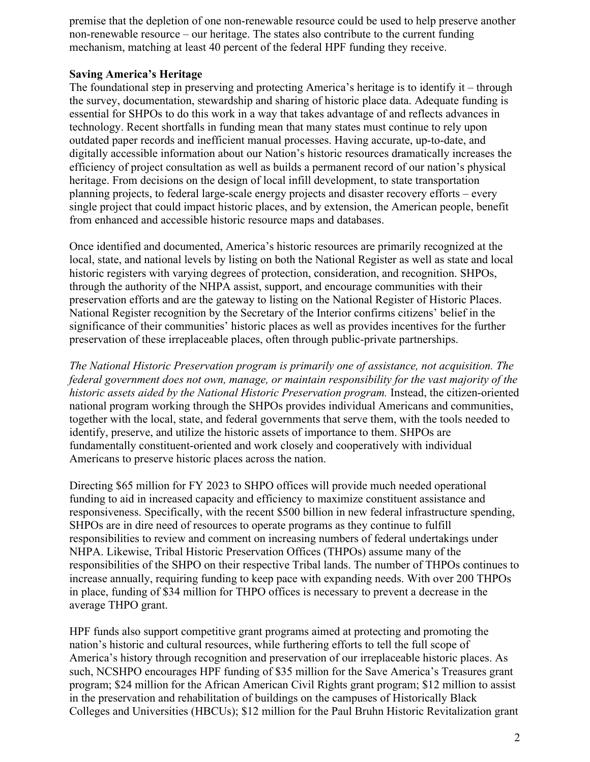premise that the depletion of one non-renewable resource could be used to help preserve another non-renewable resource – our heritage. The states also contribute to the current funding mechanism, matching at least 40 percent of the federal HPF funding they receive.

**Saving America's Heritage**

The foundational step in preserving and protecting America's heritage is to identify it – through the survey, documentation, stewardship and sharing of historic place data. Adequate funding is essential for SHPOs to do this work in a way that takes advantage of and reflects advances in technology. Recent shortfalls in funding mean that many states must continue to rely upon outdated paper records and inefficient manual processes. Having accurate, up-to-date, and digitally accessible information about our Nation's historic resources dramatically increases the efficiency of project consultation as well as builds a permanent record of our nation's physical heritage. From decisions on the design of local infill development, to state transportation planning projects, to federal large-scale energy projects and disaster recovery efforts – every single project that could impact historic places, and by extension, the American people, benefit from enhanced and accessible historic resource maps and databases.

Once identified and documented, America's historic resources are primarily recognized at the local, state, and national levels by listing on both the National Register as well as state and local historic registers with varying degrees of protection, consideration, and recognition. SHPOs, through the authority of the NHPA assist, support, and encourage communities with their preservation efforts and are the gateway to listing on the National Register of Historic Places. National Register recognition by the Secretary of the Interior confirms citizens' belief in the significance of their communities' historic places as well as provides incentives for the further preservation of these irreplaceable places, often through public-private partnerships.

*The National Historic Preservation program is primarily one of assistance, not acquisition. The federal government does not own, manage, or maintain responsibility for the vast majority of the historic assets aided by the National Historic Preservation program.* Instead, the citizen-oriented national program working through the SHPOs provides individual Americans and communities, together with the local, state, and federal governments that serve them, with the tools needed to identify, preserve, and utilize the historic assets of importance to them. SHPOs are fundamentally constituent-oriented and work closely and cooperatively with individual Americans to preserve historic places across the nation.

Directing $65 million for FY 2023 to SHPO offices will provide much needed operational funding to aid in increased capacity and efficiency to maximize constituent assistance and responsiveness. Specifically, with the recent $500 billion in new federal infrastructure spending, SHPOs are in dire need of resources to operate programs as they continue to fulfill responsibilities to review and comment on increasing numbers of federal undertakings under NHPA. Likewise, Tribal Historic Preservation Offices (THPOs) assume many of the responsibilities of the SHPO on their respective Tribal lands. The number of THPOs continues to increase annually, requiring funding to keep pace with expanding needs. With over 200 THPOs in place, funding of $34 million for THPO offices is necessary to prevent a decrease in the average THPO grant.

HPF funds also support competitive grant programs aimed at protecting and promoting the nation's historic and cultural resources, while furthering efforts to tell the full scope of America's history through recognition and preservation of our irreplaceable historic places. As such, NCSHPO encourages HPF funding of $35 million for the Save America's Treasures grant program; $24 million for the African American Civil Rights grant program; $12 million to assist in the preservation and rehabilitation of buildings on the campuses of Historically Black Colleges and Universities (HBCUs); $12 million for the Paul Bruhn Historic Revitalization grant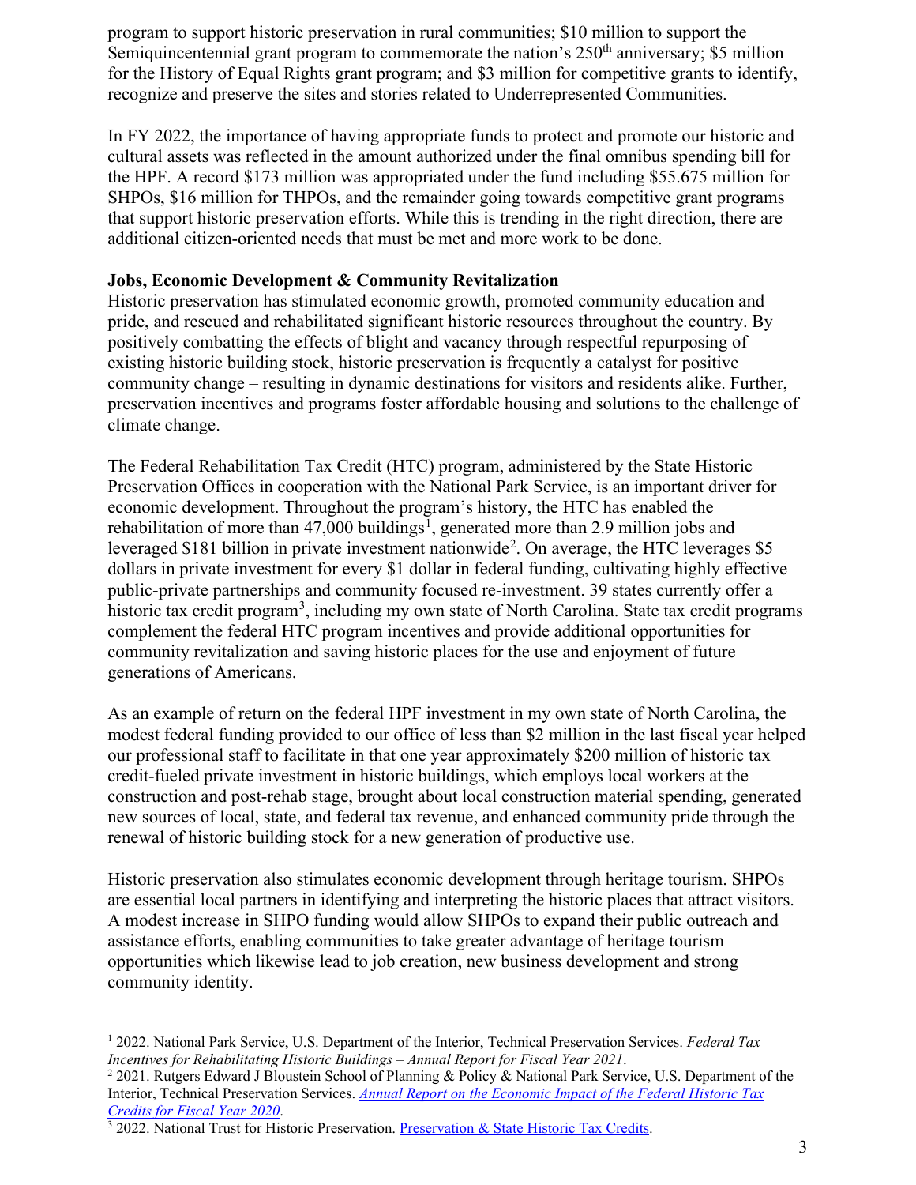program to support historic preservation in rural communities; $10 million to support the Semiquincentennial grant program to commemorate the nation's 250th anniversary; $5 million for the History of Equal Rights grant program; and $3 million for competitive grants to identify, recognize and preserve the sites and stories related to Underrepresented Communities.

In FY 2022, the importance of having appropriate funds to protect and promote our historic and cultural assets was reflected in the amount authorized under the final omnibus spending bill for the HPF. A record $173 million was appropriated under the fund including $55.675 million for SHPOs, $16 million for THPOs, and the remainder going towards competitive grant programs that support historic preservation efforts. While this is trending in the right direction, there are additional citizen-oriented needs that must be met and more work to be done.

**Jobs, Economic Development & Community Revitalization**

Historic preservation has stimulated economic growth, promoted community education and pride, and rescued and rehabilitated significant historic resources throughout the country. By positively combatting the effects of blight and vacancy through respectful repurposing of existing historic building stock, historic preservation is frequently a catalyst for positive community change – resulting in dynamic destinations for visitors and residents alike. Further, preservation incentives and programs foster affordable housing and solutions to the challenge of climate change.

The Federal Rehabilitation Tax Credit (HTC) program, administered by the State Historic Preservation Offices in cooperation with the National Park Service, is an important driver for economic development. Throughout the program's history, the HTC has enabled the rehabilitation of more than 47,000 buildings[1], generated more than 2.9 million jobs and leveraged $181 billion in private investment nationwide[2]. On average, the HTC leverages $5 dollars in private investment for every $1 dollar in federal funding, cultivating highly effective public-private partnerships and community focused re-investment. 39 states currently offer a historic tax credit program[3], including my own state of North Carolina. State tax credit programs complement the federal HTC program incentives and provide additional opportunities for community revitalization and saving historic places for the use and enjoyment of future generations of Americans.

As an example of return on the federal HPF investment in my own state of North Carolina, the modest federal funding provided to our office of less than $2 million in the last fiscal year helped our professional staff to facilitate in that one year approximately $200 million of historic tax credit-fueled private investment in historic buildings, which employs local workers at the construction and post-rehab stage, brought about local construction material spending, generated new sources of local, state, and federal tax revenue, and enhanced community pride through the renewal of historic building stock for a new generation of productive use.

Historic preservation also stimulates economic development through heritage tourism. SHPOs are essential local partners in identifying and interpreting the historic places that attract visitors. A modest increase in SHPO funding would allow SHPOs to expand their public outreach and assistance efforts, enabling communities to take greater advantage of heritage tourism opportunities which likewise lead to job creation, new business development and strong community identity.

---

[1] 2022. National Park Service, U.S. Department of the Interior, Technical Preservation Services. *Federal Tax Incentives for Rehabilitating Historic Buildings – Annual Report for Fiscal Year 2021*.

[2] 2021. Rutgers Edward J Bloustein School of Planning & Policy & National Park Service, U.S. Department of the Interior, Technical Preservation Services. *Annual Report on the Economic Impact of the Federal Historic Tax Credits for Fiscal Year 2020*.

[3] 2022. National Trust for Historic Preservation. Preservation & State Historic Tax Credits.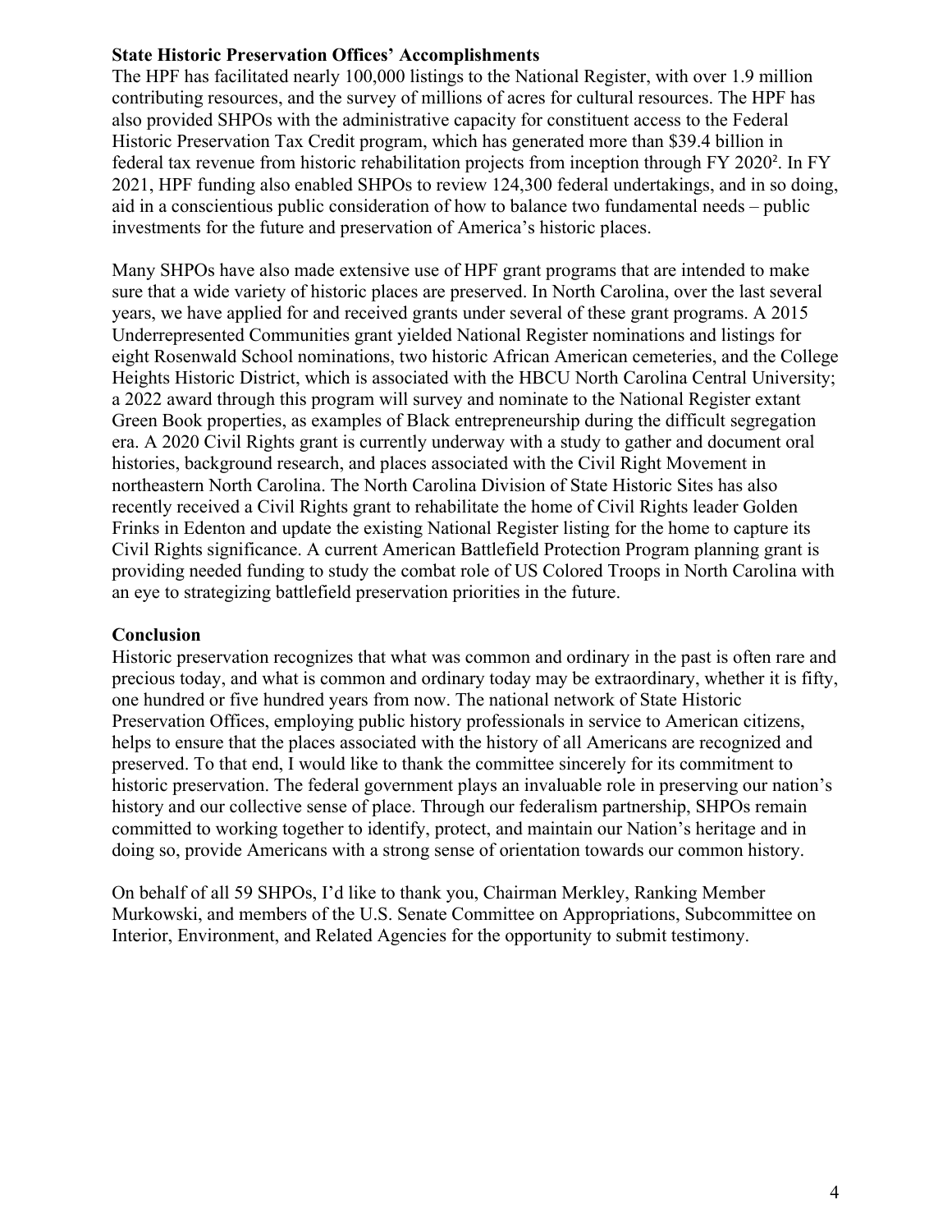**State Historic Preservation Offices' Accomplishments**

The HPF has facilitated nearly 100,000 listings to the National Register, with over 1.9 million contributing resources, and the survey of millions of acres for cultural resources. The HPF has also provided SHPOs with the administrative capacity for constituent access to the Federal Historic Preservation Tax Credit program, which has generated more than $39.4 billion in federal tax revenue from historic rehabilitation projects from inception through FY 2020[2]. In FY 2021, HPF funding also enabled SHPOs to review 124,300 federal undertakings, and in so doing, aid in a conscientious public consideration of how to balance two fundamental needs – public investments for the future and preservation of America's historic places.

Many SHPOs have also made extensive use of HPF grant programs that are intended to make sure that a wide variety of historic places are preserved. In North Carolina, over the last several years, we have applied for and received grants under several of these grant programs. A 2015 Underrepresented Communities grant yielded National Register nominations and listings for eight Rosenwald School nominations, two historic African American cemeteries, and the College Heights Historic District, which is associated with the HBCU North Carolina Central University; a 2022 award through this program will survey and nominate to the National Register extant Green Book properties, as examples of Black entrepreneurship during the difficult segregation era. A 2020 Civil Rights grant is currently underway with a study to gather and document oral histories, background research, and places associated with the Civil Right Movement in northeastern North Carolina. The North Carolina Division of State Historic Sites has also recently received a Civil Rights grant to rehabilitate the home of Civil Rights leader Golden Frinks in Edenton and update the existing National Register listing for the home to capture its Civil Rights significance. A current American Battlefield Protection Program planning grant is providing needed funding to study the combat role of US Colored Troops in North Carolina with an eye to strategizing battlefield preservation priorities in the future.

**Conclusion**

Historic preservation recognizes that what was common and ordinary in the past is often rare and precious today, and what is common and ordinary today may be extraordinary, whether it is fifty, one hundred or five hundred years from now. The national network of State Historic Preservation Offices, employing public history professionals in service to American citizens, helps to ensure that the places associated with the history of all Americans are recognized and preserved. To that end, I would like to thank the committee sincerely for its commitment to historic preservation. The federal government plays an invaluable role in preserving our nation's history and our collective sense of place. Through our federalism partnership, SHPOs remain committed to working together to identify, protect, and maintain our Nation's heritage and in doing so, provide Americans with a strong sense of orientation towards our common history.

On behalf of all 59 SHPOs, I'd like to thank you, Chairman Merkley, Ranking Member Murkowski, and members of the U.S. Senate Committee on Appropriations, Subcommittee on Interior, Environment, and Related Agencies for the opportunity to submit testimony.